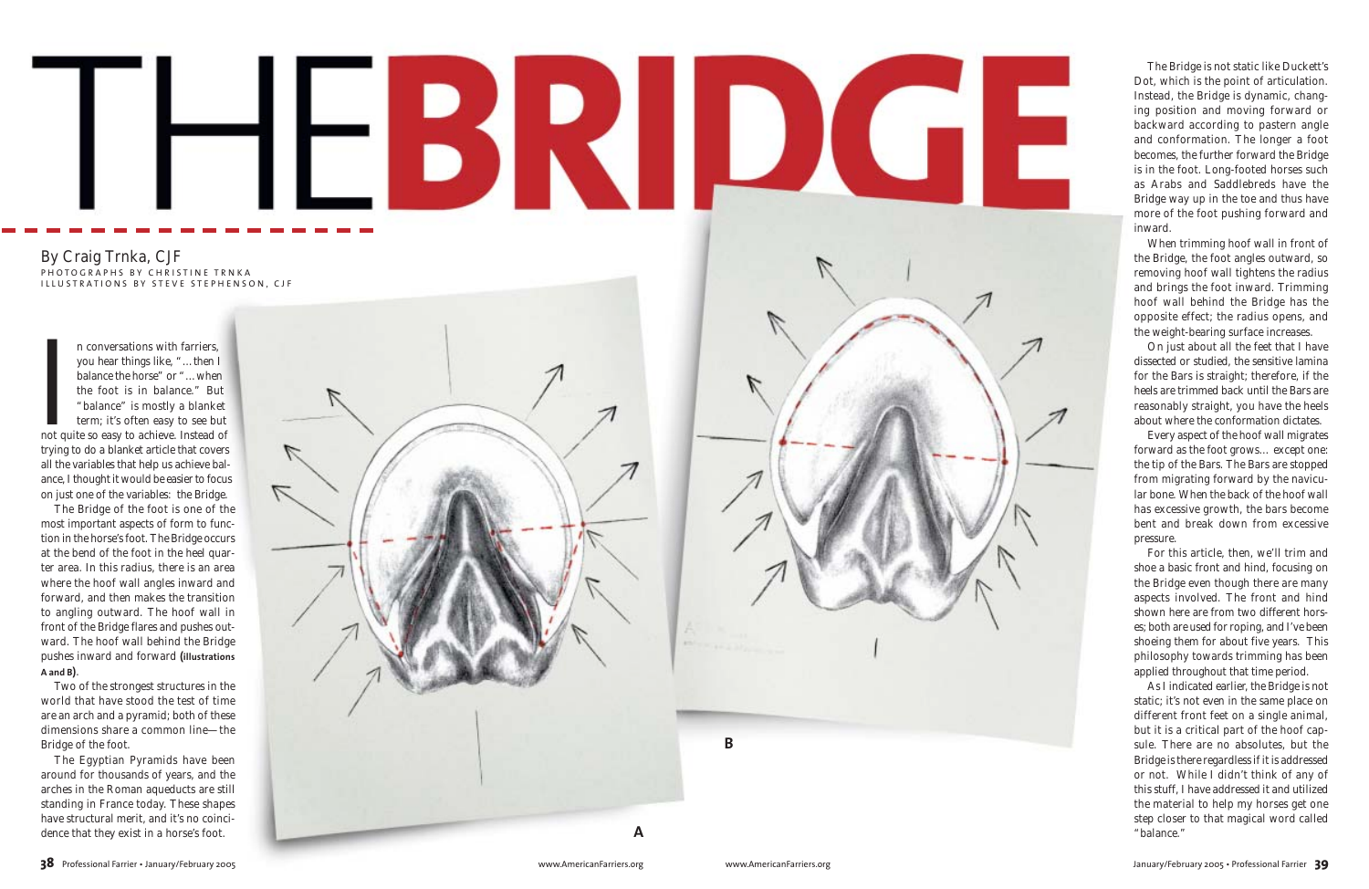# THE BRIDGE

By Craig Trnka, CJF

PHOTOGRAPHS BY CHRISTINE TRNKA
ILLUSTRATIONS BY STEVE STEPHENSON, CJF

In conversations with farriers, you hear things like, "…then I balance the horse" or "…when the foot is in balance." But "balance" is mostly a blanket term; it's often easy to see but not quite so easy to achieve. Instead of trying to do a blanket article that covers all the variables that help us achieve balance, I thought it would be easier to focus on just one of the variables: the Bridge.

The Bridge of the foot is one of the most important aspects of form to function in the horse's foot. The Bridge occurs at the bend of the foot in the heel quarter area. In this radius, there is an area where the hoof wall angles inward and forward, and then makes the transition to angling outward. The hoof wall in front of the Bridge flares and pushes outward. The hoof wall behind the Bridge pushes inward and forward **(Illustrations A and B)**.

Two of the strongest structures in the world that have stood the test of time are an arch and a pyramid; both of these dimensions share a common line—the Bridge of the foot.

The Egyptian Pyramids have been around for thousands of years, and the arches in the Roman aqueducts are still standing in France today. These shapes have structural merit, and it's no coincidence that they exist in a horse's foot.

A

B

The Bridge is not static like Duckett's Dot, which is the point of articulation. Instead, the Bridge is dynamic, changing position and moving forward or backward according to pastern angle and conformation. The longer a foot becomes, the further forward the Bridge is in the foot. Long-footed horses such as Arabs and Saddlebreds have the Bridge way up in the toe and thus have more of the foot pushing forward and inward.

When trimming hoof wall in front of the Bridge, the foot angles outward, so removing hoof wall tightens the radius and brings the foot inward. Trimming hoof wall behind the Bridge has the opposite effect; the radius opens, and the weight-bearing surface increases.

On just about all the feet that I have dissected or studied, the sensitive lamina for the Bars is straight; therefore, if the heels are trimmed back until the Bars are reasonably straight, you have the heels about where the conformation dictates.

Every aspect of the hoof wall migrates forward as the foot grows… except one: the tip of the Bars. The Bars are stopped from migrating forward by the navicular bone. When the back of the hoof wall has excessive growth, the bars become bent and break down from excessive pressure.

For this article, then, we'll trim and shoe a basic front and hind, focusing on the Bridge even though there are many aspects involved. The front and hind shown here are from two different horses; both are used for roping, and I've been shoeing them for about five years. This philosophy towards trimming has been applied throughout that time period.

As I indicated earlier, the Bridge is not static; it's not even in the same place on different front feet on a single animal, but it is a critical part of the hoof capsule. There are no absolutes, but the Bridge is there regardless if it is addressed or not. While I didn't think of any of this stuff, I have addressed it and utilized the material to help my horses get one step closer to that magical word called "balance."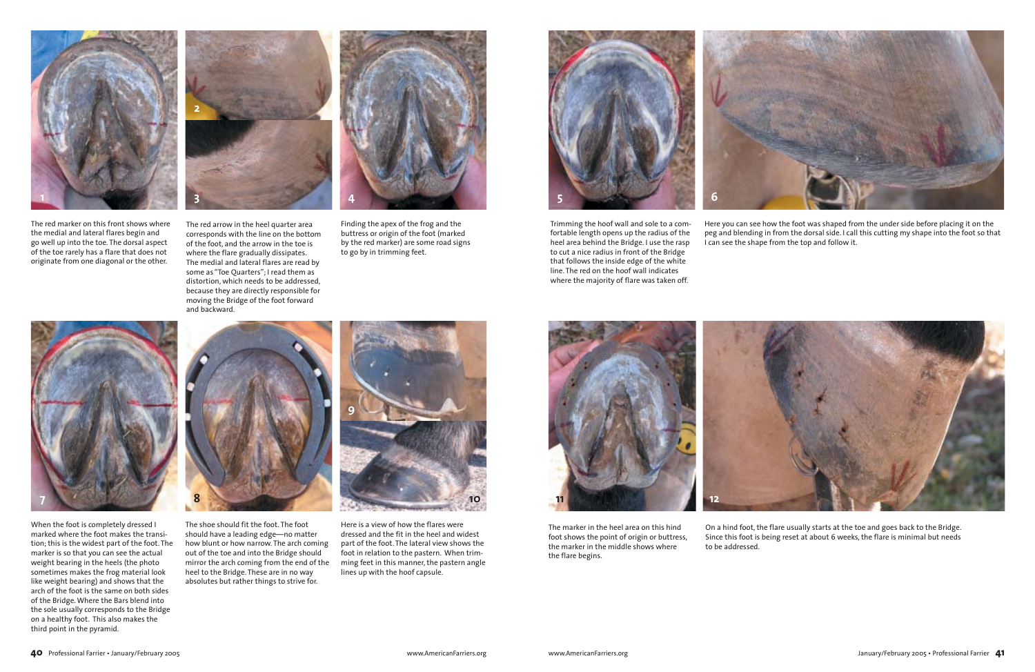The red marker on this front shows where the medial and lateral flares begin and go well up into the toe. The dorsal aspect of the toe rarely has a flare that does not originate from one diagonal or the other.

The red arrow in the heel quarter area corresponds with the line on the bottom of the foot, and the arrow in the toe is where the flare gradually dissipates. The medial and lateral flares are read by some as "Toe Quarters"; I read them as distortion, which needs to be addressed, because they are directly responsible for moving the Bridge of the foot forward and backward.

Finding the apex of the frog and the buttress or origin of the foot (marked by the red marker) are some road signs to go by in trimming feet.

Trimming the hoof wall and sole to a comfortable length opens up the radius of the heel area behind the Bridge. I use the rasp to cut a nice radius in front of the Bridge that follows the inside edge of the white line. The red on the hoof wall indicates where the majority of flare was taken off.

Here you can see how the foot was shaped from the under side before placing it on the peg and blending in from the dorsal side. I call this cutting my shape into the foot so that I can see the shape from the top and follow it.

When the foot is completely dressed I marked where the foot makes the transition; this is the widest part of the foot. The marker is so that you can see the actual weight bearing in the heels (the photo sometimes makes the frog material look like weight bearing) and shows that the arch of the foot is the same on both sides of the Bridge. Where the Bars blend into the sole usually corresponds to the Bridge on a healthy foot. This also makes the third point in the pyramid.

The shoe should fit the foot. The foot should have a leading edge—no matter how blunt or how narrow. The arch coming out of the toe and into the Bridge should mirror the arch coming from the end of the heel to the Bridge. These are in no way absolutes but rather things to strive for.

Here is a view of how the flares were dressed and the fit in the heel and widest part of the foot. The lateral view shows the foot in relation to the pastern. When trimming feet in this manner, the pastern angle lines up with the hoof capsule.

The marker in the heel area on this hind foot shows the point of origin or buttress, the marker in the middle shows where the flare begins.

On a hind foot, the flare usually starts at the toe and goes back to the Bridge. Since this foot is being reset at about 6 weeks, the flare is minimal but needs to be addressed.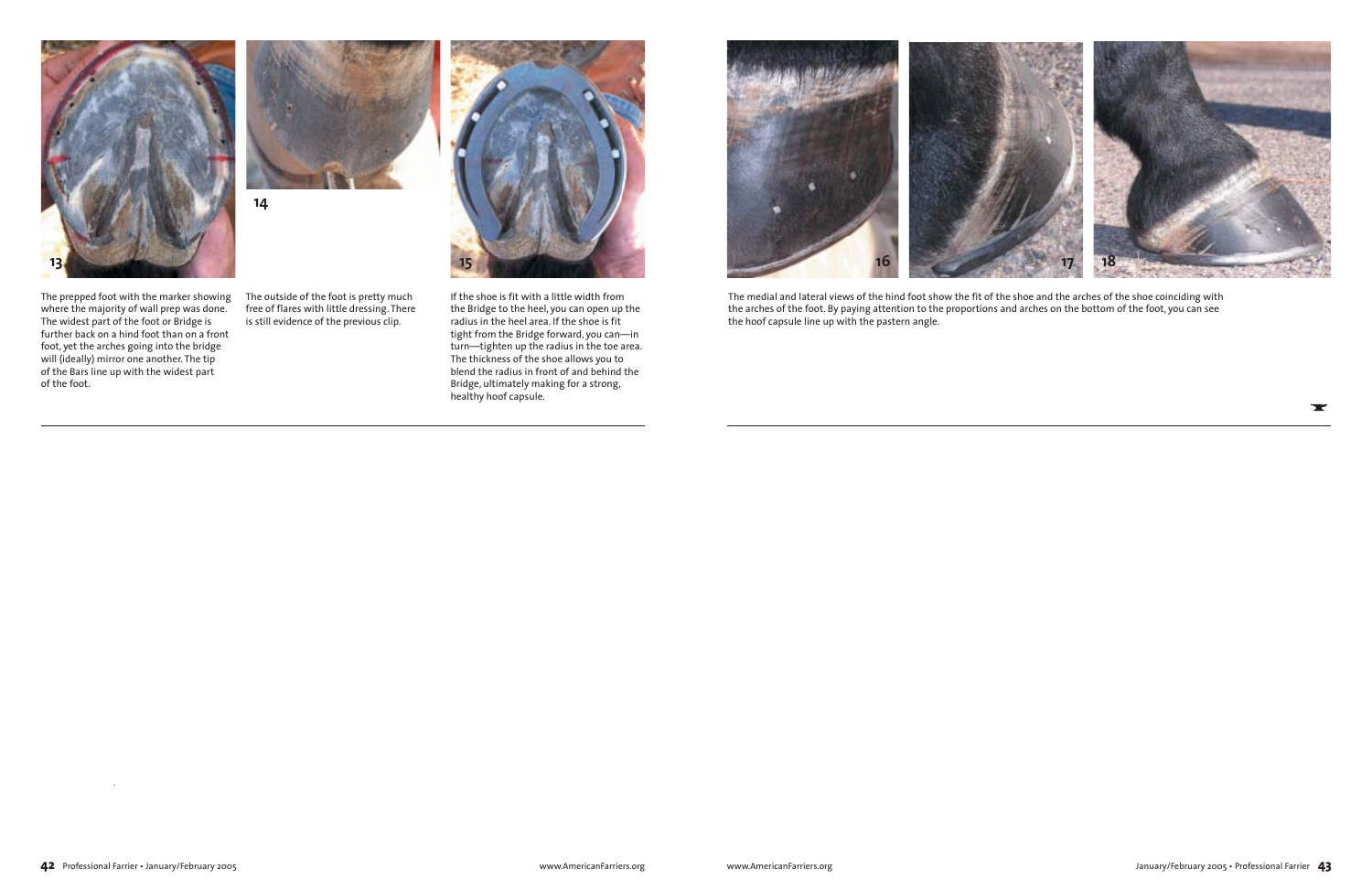13

The prepped foot with the marker showing where the majority of wall prep was done. The widest part of the foot or Bridge is further back on a hind foot than on a front foot, yet the arches going into the bridge will (ideally) mirror one another. The tip of the Bars line up with the widest part of the foot.

14

The outside of the foot is pretty much free of flares with little dressing. There is still evidence of the previous clip.

15

If the shoe is fit with a little width from the Bridge to the heel, you can open up the radius in the heel area. If the shoe is fit tight from the Bridge forward, you can—in turn—tighten up the radius in the toe area. The thickness of the shoe allows you to blend the radius in front of and behind the Bridge, ultimately making for a strong, healthy hoof capsule.

16 17 18

The medial and lateral views of the hind foot show the fit of the shoe and the arches of the shoe coinciding with the arches of the foot. By paying attention to the proportions and arches on the bottom of the foot, you can see the hoof capsule line up with the pastern angle.